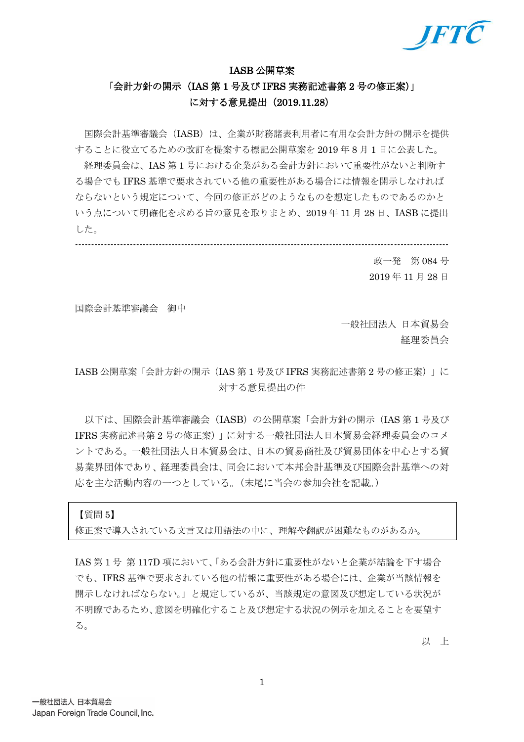## IASB 公開草案
## 「会計方針の開示（IAS 第 1 号及び IFRS 実務記述書第 2 号の修正案）」
## に対する意見提出（2019.11.28）

国際会計基準審議会（IASB）は、企業が財務諸表利用者に有用な会計方針の開示を提供することに役立てるための改訂を提案する標記公開草案を 2019 年 8 月 1 日に公表した。

経理委員会は、IAS 第 1 号における企業がある会計方針において重要性がないと判断する場合でも IFRS 基準で要求されている他の重要性がある場合には情報を開示しなければならないという規定について、今回の修正がどのようなものを想定したものであるのかという点について明確化を求める旨の意見を取りまとめ、2019 年 11 月 28 日、IASB に提出した。

---

政一発　第 084 号
2019 年 11 月 28 日

国際会計基準審議会　御中

一般社団法人　日本貿易会
経理委員会

IASB 公開草案「会計方針の開示（IAS 第 1 号及び IFRS 実務記述書第 2 号の修正案）」に対する意見提出の件

以下は、国際会計基準審議会（IASB）の公開草案「会計方針の開示（IAS 第 1 号及び IFRS 実務記述書第 2 号の修正案）」に対する一般社団法人日本貿易会経理委員会のコメントである。一般社団法人日本貿易会は、日本の貿易商社及び貿易団体を中心とする貿易業界団体であり、経理委員会は、同会において本邦会計基準及び国際会計基準への対応を主な活動内容の一つとしている。（末尾に当会の参加会社を記載。）

【質問 5】
修正案で導入されている文言又は用語法の中に、理解や翻訳が困難なものがあるか。

IAS 第 1 号 第 117D 項において、「ある会計方針に重要性がないと企業が結論を下す場合でも、IFRS 基準で要求されている他の情報に重要性がある場合には、企業が当該情報を開示しなければならない。」と規定しているが、当該規定の意図及び想定している状況が不明瞭であるため、意図を明確化すること及び想定する状況の例示を加えることを要望する。

以　上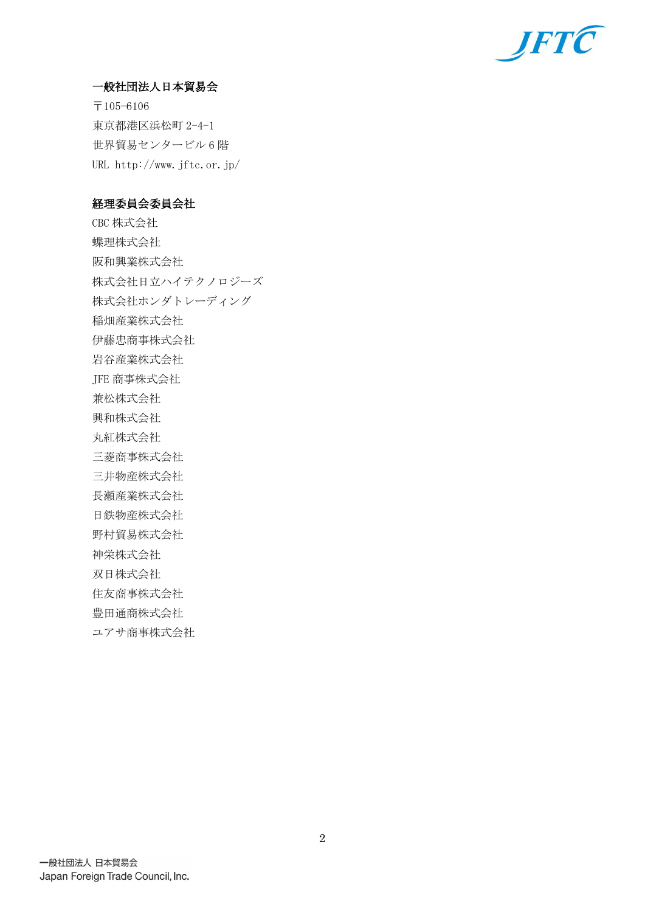**一般社団法人日本貿易会**

〒105-6106
東京都港区浜松町 2-4-1
世界貿易センタービル 6 階
URL http://www.jftc.or.jp/

**経理委員会委員会社**

CBC 株式会社
蝶理株式会社
阪和興業株式会社
株式会社日立ハイテクノロジーズ
株式会社ホンダトレーディング
稲畑産業株式会社
伊藤忠商事株式会社
岩谷産業株式会社
JFE 商事株式会社
兼松株式会社
興和株式会社
丸紅株式会社
三菱商事株式会社
三井物産株式会社
長瀬産業株式会社
日鉄物産株式会社
野村貿易株式会社
神栄株式会社
双日株式会社
住友商事株式会社
豊田通商株式会社
ユアサ商事株式会社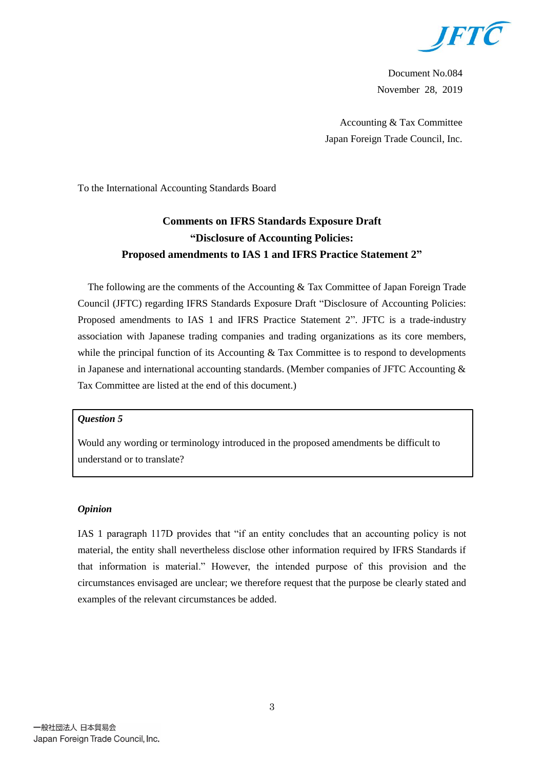Document No.084

November 28, 2019

Accounting & Tax Committee

Japan Foreign Trade Council, Inc.

To the International Accounting Standards Board

## Comments on IFRS Standards Exposure Draft "Disclosure of Accounting Policies: Proposed amendments to IAS 1 and IFRS Practice Statement 2"

The following are the comments of the Accounting & Tax Committee of Japan Foreign Trade Council (JFTC) regarding IFRS Standards Exposure Draft "Disclosure of Accounting Policies: Proposed amendments to IAS 1 and IFRS Practice Statement 2". JFTC is a trade-industry association with Japanese trading companies and trading organizations as its core members, while the principal function of its Accounting & Tax Committee is to respond to developments in Japanese and international accounting standards. (Member companies of JFTC Accounting & Tax Committee are listed at the end of this document.)

***Question 5***

Would any wording or terminology introduced in the proposed amendments be difficult to understand or to translate?

***Opinion***

IAS 1 paragraph 117D provides that "if an entity concludes that an accounting policy is not material, the entity shall nevertheless disclose other information required by IFRS Standards if that information is material." However, the intended purpose of this provision and the circumstances envisaged are unclear; we therefore request that the purpose be clearly stated and examples of the relevant circumstances be added.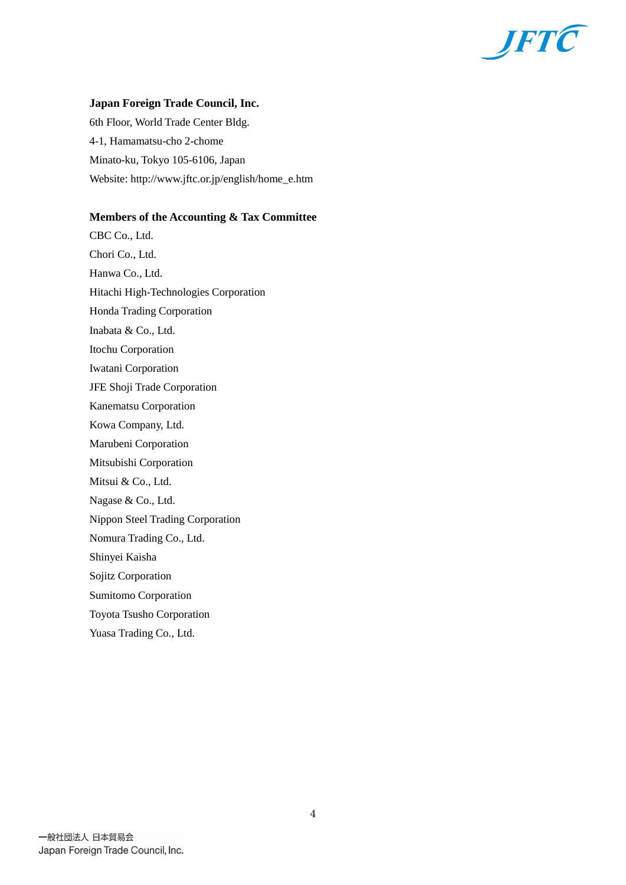**Japan Foreign Trade Council, Inc.**

6th Floor, World Trade Center Bldg.
4-1, Hamamatsu-cho 2-chome
Minato-ku, Tokyo 105-6106, Japan
Website: http://www.jftc.or.jp/english/home_e.htm

**Members of the Accounting & Tax Committee**

CBC Co., Ltd.
Chori Co., Ltd.
Hanwa Co., Ltd.
Hitachi High-Technologies Corporation
Honda Trading Corporation
Inabata & Co., Ltd.
Itochu Corporation
Iwatani Corporation
JFE Shoji Trade Corporation
Kanematsu Corporation
Kowa Company, Ltd.
Marubeni Corporation
Mitsubishi Corporation
Mitsui & Co., Ltd.
Nagase & Co., Ltd.
Nippon Steel Trading Corporation
Nomura Trading Co., Ltd.
Shinyei Kaisha
Sojitz Corporation
Sumitomo Corporation
Toyota Tsusho Corporation
Yuasa Trading Co., Ltd.